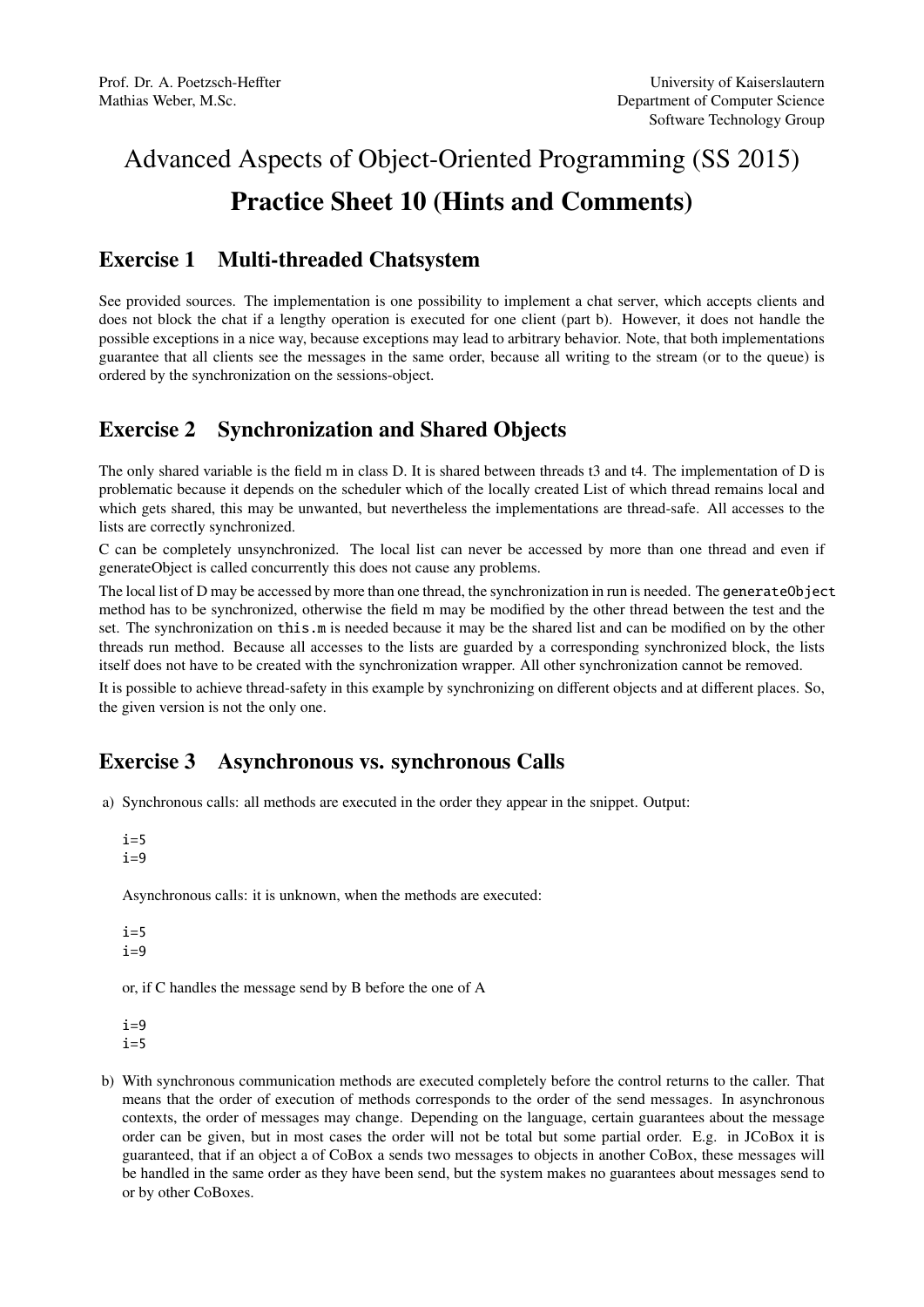Prof. Dr. A. Poetzsch-Heffter
Mathias Weber, M.Sc.

University of Kaiserslautern
Department of Computer Science
Software Technology Group

# Advanced Aspects of Object-Oriented Programming (SS 2015)

# Practice Sheet 10 (Hints and Comments)

## Exercise 1 Multi-threaded Chatsystem

See provided sources. The implementation is one possibility to implement a chat server, which accepts clients and does not block the chat if a lengthy operation is executed for one client (part b). However, it does not handle the possible exceptions in a nice way, because exceptions may lead to arbitrary behavior. Note, that both implementations guarantee that all clients see the messages in the same order, because all writing to the stream (or to the queue) is ordered by the synchronization on the sessions-object.

## Exercise 2 Synchronization and Shared Objects

The only shared variable is the field m in class D. It is shared between threads t3 and t4. The implementation of D is problematic because it depends on the scheduler which of the locally created List of which thread remains local and which gets shared, this may be unwanted, but nevertheless the implementations are thread-safe. All accesses to the lists are correctly synchronized.

C can be completely unsynchronized. The local list can never be accessed by more than one thread and even if generateObject is called concurrently this does not cause any problems.

The local list of D may be accessed by more than one thread, the synchronization in run is needed. The `generateObject` method has to be synchronized, otherwise the field m may be modified by the other thread between the test and the set. The synchronization on `this.m` is needed because it may be the shared list and can be modified on by the other threads run method. Because all accesses to the lists are guarded by a corresponding synchronized block, the lists itself does not have to be created with the synchronization wrapper. All other synchronization cannot be removed.

It is possible to achieve thread-safety in this example by synchronizing on different objects and at different places. So, the given version is not the only one.

## Exercise 3 Asynchronous vs. synchronous Calls

a) Synchronous calls: all methods are executed in the order they appear in the snippet. Output:

```
i=5
i=9
```

Asynchronous calls: it is unknown, when the methods are executed:

```
i=5
i=9
```

or, if C handles the message send by B before the one of A

```
i=9
i=5
```

b) With synchronous communication methods are executed completely before the control returns to the caller. That means that the order of execution of methods corresponds to the order of the send messages. In asynchronous contexts, the order of messages may change. Depending on the language, certain guarantees about the message order can be given, but in most cases the order will not be total but some partial order. E.g. in JCoBox it is guaranteed, that if an object a of CoBox a sends two messages to objects in another CoBox, these messages will be handled in the same order as they have been send, but the system makes no guarantees about messages send to or by other CoBoxes.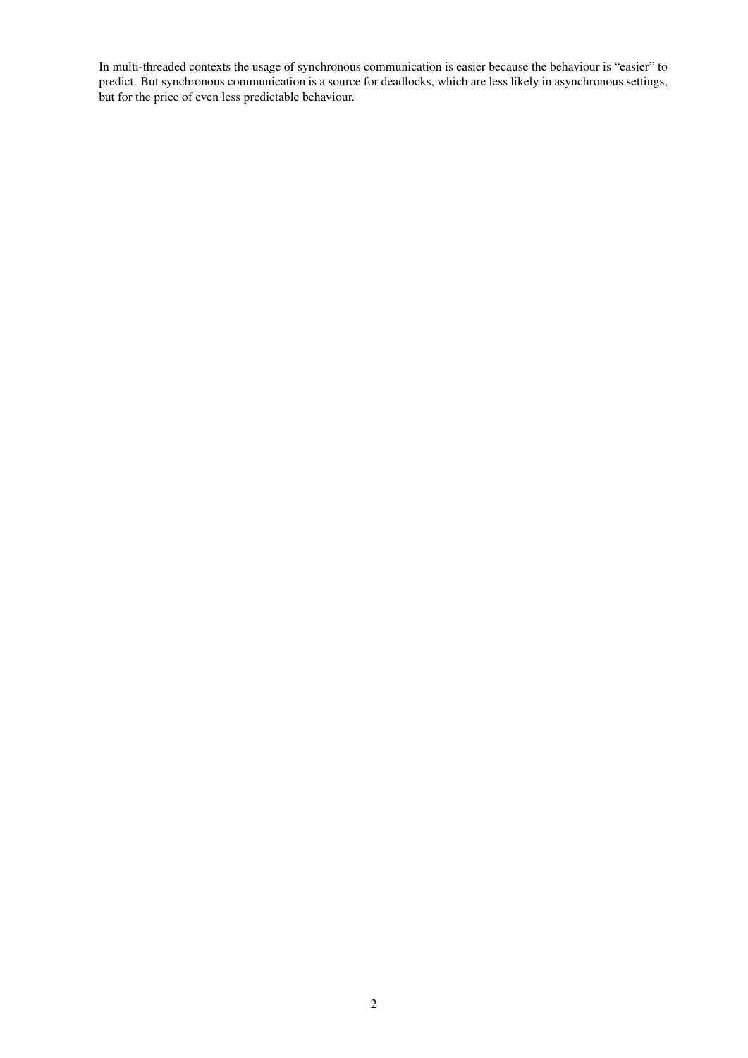In multi-threaded contexts the usage of synchronous communication is easier because the behaviour is "easier" to predict. But synchronous communication is a source for deadlocks, which are less likely in asynchronous settings, but for the price of even less predictable behaviour.